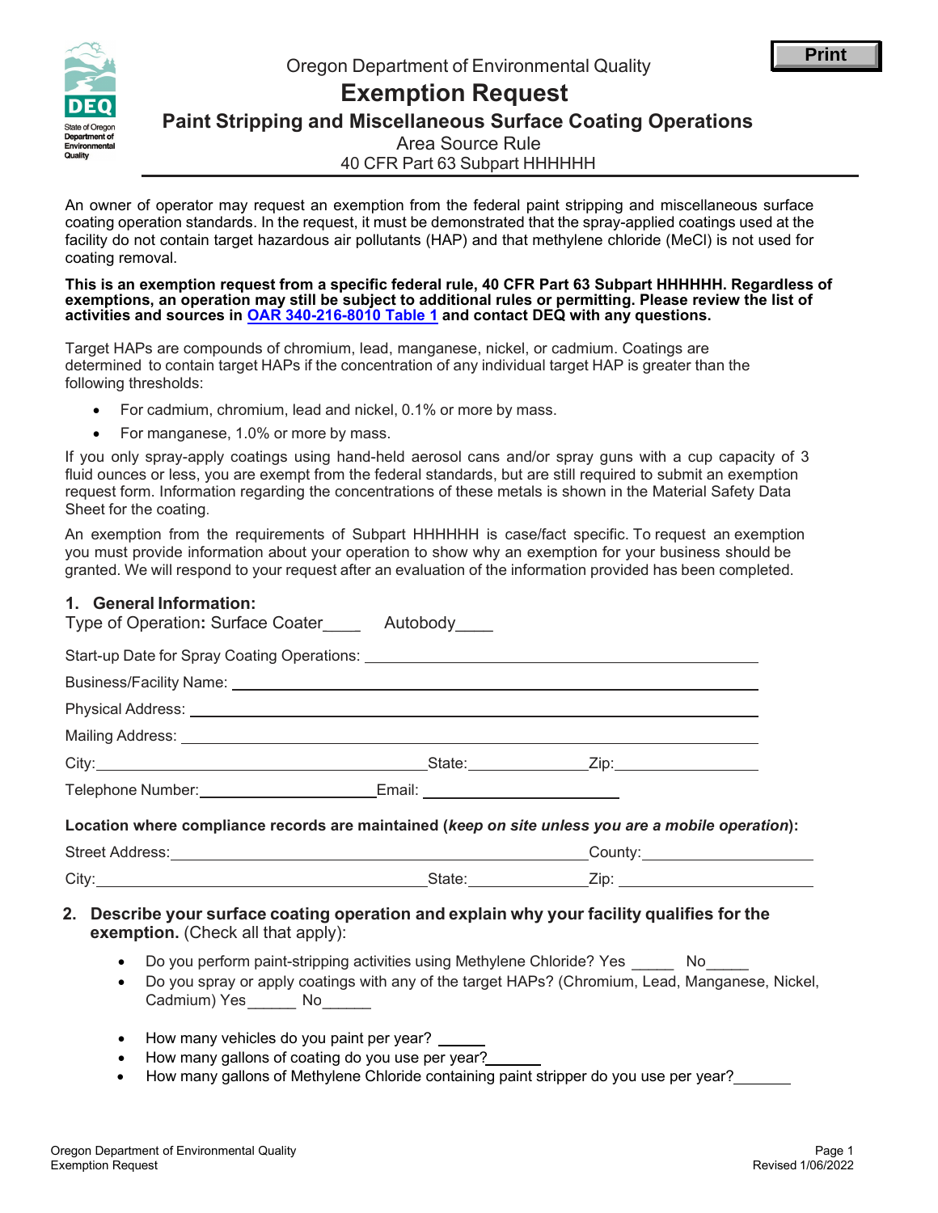Oregon Department of Environmental Quality

# Exemption Request

## Paint Stripping and Miscellaneous Surface Coating Operations

Area Source Rule

40 CFR Part 63 Subpart HHHHHH

An owner of operator may request an exemption from the federal paint stripping and miscellaneous surface coating operation standards. In the request, it must be demonstrated that the spray-applied coatings used at the facility do not contain target hazardous air pollutants (HAP) and that methylene chloride (MeCl) is not used for coating removal.

**This is an exemption request from a specific federal rule, 40 CFR Part 63 Subpart HHHHHH. Regardless of exemptions, an operation may still be subject to additional rules or permitting. Please review the list of activities and sources in OAR 340-216-8010 Table 1 and contact DEQ with any questions.**

Target HAPs are compounds of chromium, lead, manganese, nickel, or cadmium. Coatings are determined to contain target HAPs if the concentration of any individual target HAP is greater than the following thresholds:

- For cadmium, chromium, lead and nickel, 0.1% or more by mass.
- For manganese, 1.0% or more by mass.

If you only spray-apply coatings using hand-held aerosol cans and/or spray guns with a cup capacity of 3 fluid ounces or less, you are exempt from the federal standards, but are still required to submit an exemption request form. Information regarding the concentrations of these metals is shown in the Material Safety Data Sheet for the coating.

An exemption from the requirements of Subpart HHHHHH is case/fact specific. To request an exemption you must provide information about your operation to show why an exemption for your business should be granted. We will respond to your request after an evaluation of the information provided has been completed.

### 1. General Information:

Type of Operation: Surface Coater____ Autobody____

Start-up Date for Spray Coating Operations: ____________________

Business/Facility Name: ____________________

Physical Address: ____________________

Mailing Address: ____________________

City: ____________________ State: __________ Zip: __________

Telephone Number: ____________________ Email: ____________________

**Location where compliance records are maintained (*keep on site unless you are a mobile operation*):**

Street Address: ____________________ County: __________

City: ____________________ State: __________ Zip: __________

### 2. Describe your surface coating operation and explain why your facility qualifies for the exemption. (Check all that apply):

- Do you perform paint-stripping activities using Methylene Chloride? Yes _____ No_____
- Do you spray or apply coatings with any of the target HAPs? (Chromium, Lead, Manganese, Nickel, Cadmium) Yes______ No______
- How many vehicles do you paint per year? ______
- How many gallons of coating do you use per year?_______
- How many gallons of Methylene Chloride containing paint stripper do you use per year?_______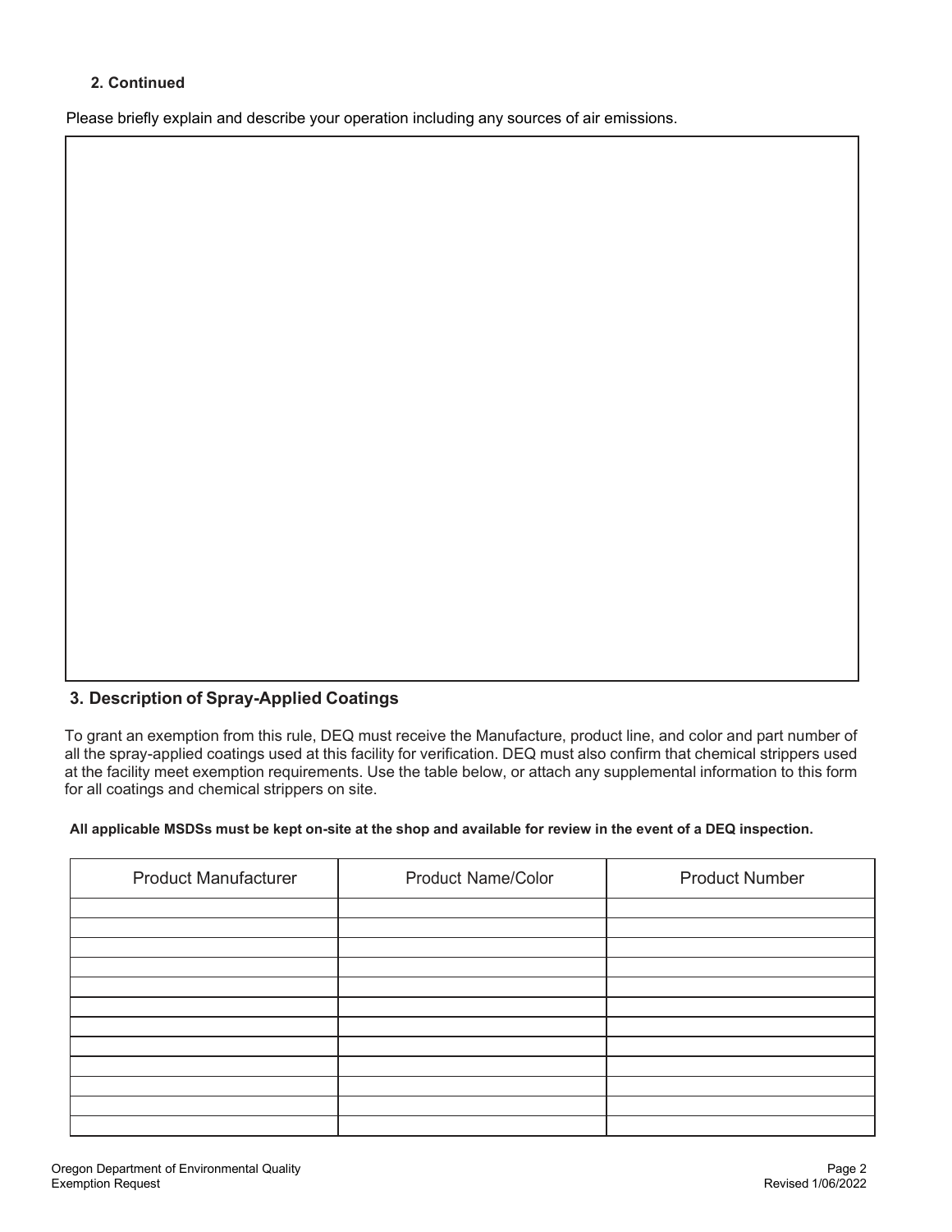**2. Continued**

Please briefly explain and describe your operation including any sources of air emissions.

## 3. Description of Spray-Applied Coatings

To grant an exemption from this rule, DEQ must receive the Manufacture, product line, and color and part number of all the spray-applied coatings used at this facility for verification. DEQ must also confirm that chemical strippers used at the facility meet exemption requirements. Use the table below, or attach any supplemental information to this form for all coatings and chemical strippers on site.

**All applicable MSDSs must be kept on-site at the shop and available for review in the event of a DEQ inspection.**

| Product Manufacturer | Product Name/Color | Product Number |
|---|---|---|
| | | |
| | | |
| | | |
| | | |
| | | |
| | | |
| | | |
| | | |
| | | |
| | | |
| | | |
| | | |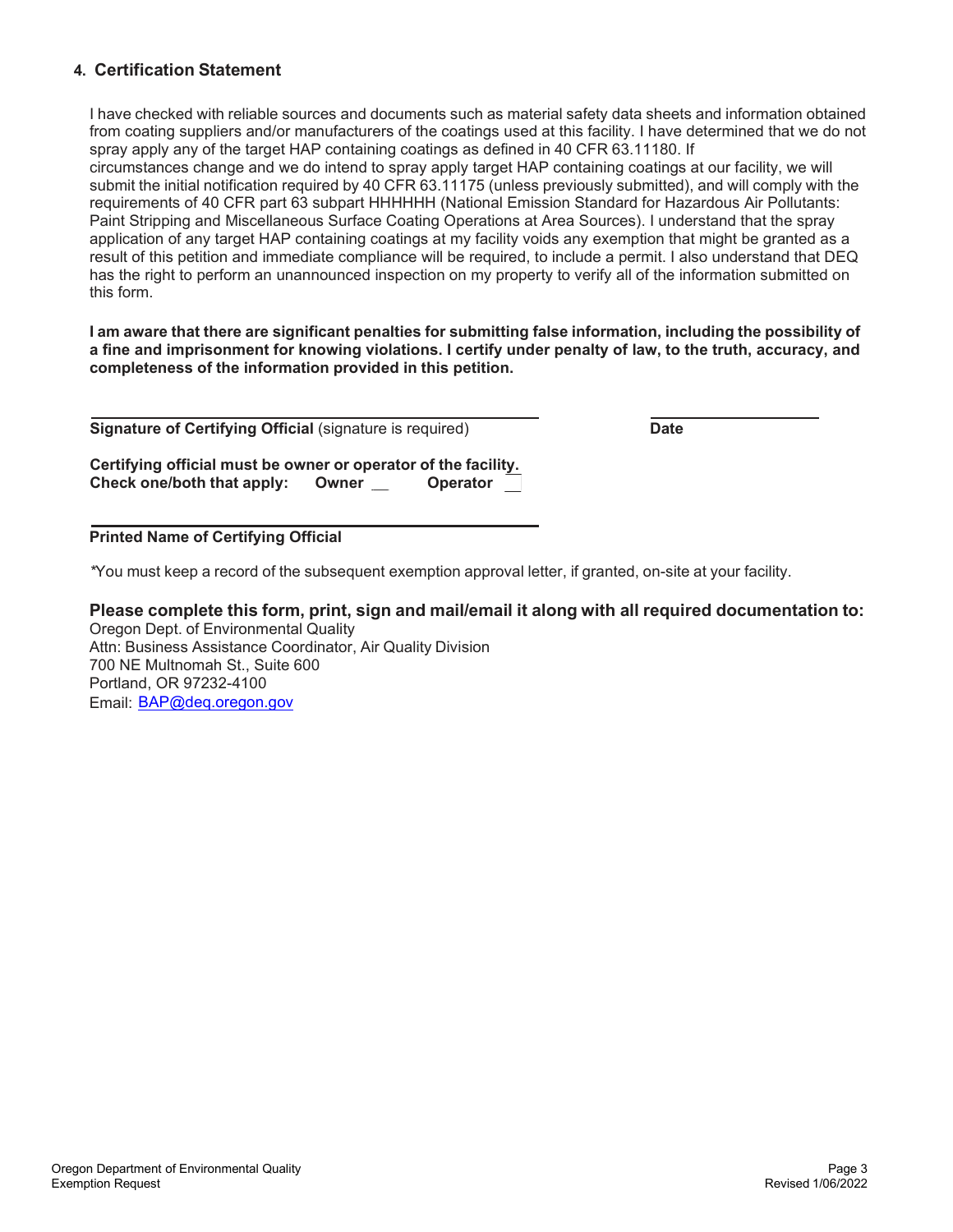## 4. Certification Statement

I have checked with reliable sources and documents such as material safety data sheets and information obtained from coating suppliers and/or manufacturers of the coatings used at this facility. I have determined that we do not spray apply any of the target HAP containing coatings as defined in 40 CFR 63.11180. If circumstances change and we do intend to spray apply target HAP containing coatings at our facility, we will submit the initial notification required by 40 CFR 63.11175 (unless previously submitted), and will comply with the requirements of 40 CFR part 63 subpart HHHHHH (National Emission Standard for Hazardous Air Pollutants: Paint Stripping and Miscellaneous Surface Coating Operations at Area Sources). I understand that the spray application of any target HAP containing coatings at my facility voids any exemption that might be granted as a result of this petition and immediate compliance will be required, to include a permit. I also understand that DEQ has the right to perform an unannounced inspection on my property to verify all of the information submitted on this form.

**I am aware that there are significant penalties for submitting false information, including the possibility of a fine and imprisonment for knowing violations. I certify under penalty of law, to the truth, accuracy, and completeness of the information provided in this petition.**

**Signature of Certifying Official** (signature is required) ______________________ **Date** __________

**Certifying official must be owner or operator of the facility.**
**Check one/both that apply: Owner** __ **Operator** __

______________________
**Printed Name of Certifying Official**

*You must keep a record of the subsequent exemption approval letter, if granted, on-site at your facility.

**Please complete this form, print, sign and mail/email it along with all required documentation to:**

Oregon Dept. of Environmental Quality
Attn: Business Assistance Coordinator, Air Quality Division
700 NE Multnomah St., Suite 600
Portland, OR 97232-4100
Email: BAP@deq.oregon.gov